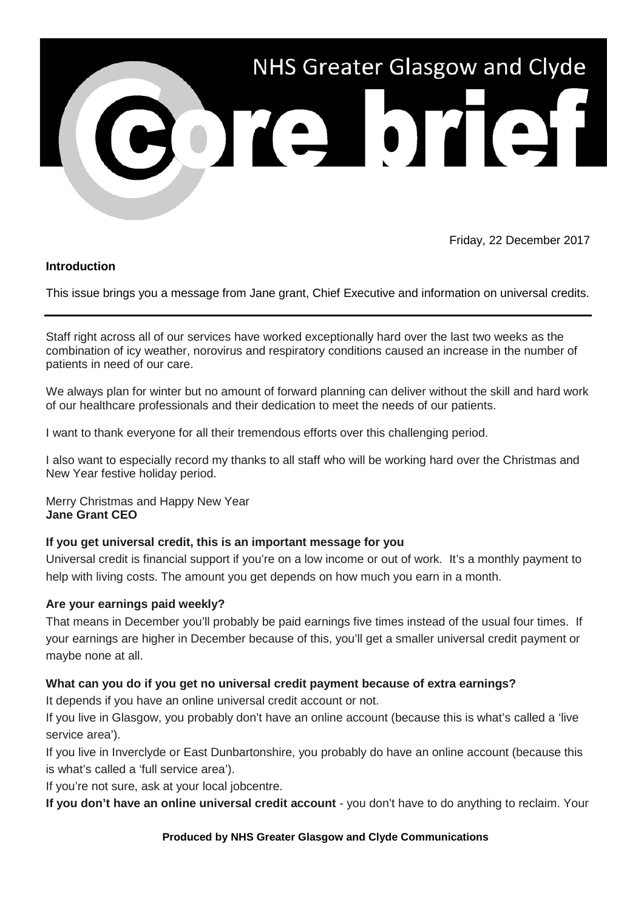# NHS Greater Glasgow and Clyde

# Core brief

Friday, 22 December 2017

**Introduction**

This issue brings you a message from Jane grant, Chief Executive and information on universal credits.

---

Staff right across all of our services have worked exceptionally hard over the last two weeks as the combination of icy weather, norovirus and respiratory conditions caused an increase in the number of patients in need of our care.

We always plan for winter but no amount of forward planning can deliver without the skill and hard work of our healthcare professionals and their dedication to meet the needs of our patients.

I want to thank everyone for all their tremendous efforts over this challenging period.

I also want to especially record my thanks to all staff who will be working hard over the Christmas and New Year festive holiday period.

Merry Christmas and Happy New Year
**Jane Grant CEO**

**If you get universal credit, this is an important message for you**

Universal credit is financial support if you're on a low income or out of work. It's a monthly payment to help with living costs. The amount you get depends on how much you earn in a month.

**Are your earnings paid weekly?**

That means in December you'll probably be paid earnings five times instead of the usual four times. If your earnings are higher in December because of this, you'll get a smaller universal credit payment or maybe none at all.

**What can you do if you get no universal credit payment because of extra earnings?**

It depends if you have an online universal credit account or not.

If you live in Glasgow, you probably don't have an online account (because this is what's called a 'live service area').

If you live in Inverclyde or East Dunbartonshire, you probably do have an online account (because this is what's called a 'full service area').

If you're not sure, ask at your local jobcentre.

**If you don't have an online universal credit account** - you don't have to do anything to reclaim. Your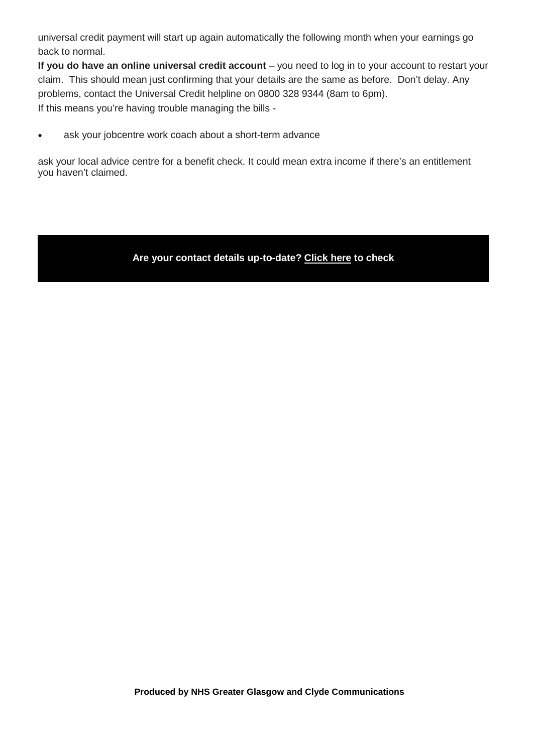universal credit payment will start up again automatically the following month when your earnings go back to normal.

**If you do have an online universal credit account** – you need to log in to your account to restart your claim. This should mean just confirming that your details are the same as before. Don't delay. Any problems, contact the Universal Credit helpline on 0800 328 9344 (8am to 6pm).

If this means you're having trouble managing the bills -

- ask your jobcentre work coach about a short-term advance

ask your local advice centre for a benefit check. It could mean extra income if there's an entitlement you haven't claimed.

**Are your contact details up-to-date? Click here to check**

**Produced by NHS Greater Glasgow and Clyde Communications**